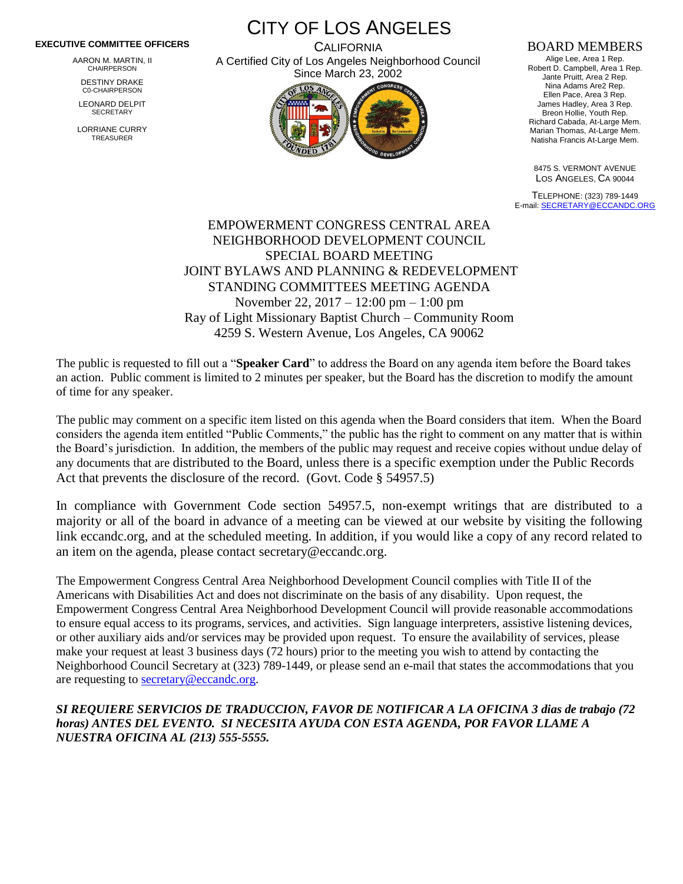# CITY OF LOS ANGELES

CALIFORNIA

A Certified City of Los Angeles Neighborhood Council

Since March 23, 2002

**EXECUTIVE COMMITTEE OFFICERS**

AARON M. MARTIN, II
CHAIRPERSON

DESTINY DRAKE
C0-CHAIRPERSON

LEONARD DELPIT
SECRETARY

LORRIANE CURRY
TREASURER

BOARD MEMBERS

Alige Lee, Area 1 Rep.
Robert D. Campbell, Area 1 Rep.
Jante Pruitt, Area 2 Rep.
Nina Adams Are2 Rep.
Ellen Pace, Area 3 Rep.
James Hadley, Area 3 Rep.
Breon Hollie, Youth Rep.
Richard Cabada, At-Large Mem.
Marian Thomas, At-Large Mem.
Natisha Francis At-Large Mem.

8475 S. VERMONT AVENUE
LOS ANGELES, CA 90044

TELEPHONE: (323) 789-1449
E-mail: SECRETARY@ECCANDC.ORG

EMPOWERMENT CONGRESS CENTRAL AREA
NEIGHBORHOOD DEVELOPMENT COUNCIL
SPECIAL BOARD MEETING
JOINT BYLAWS AND PLANNING & REDEVELOPMENT
STANDING COMMITTEES MEETING AGENDA
November 22, 2017 – 12:00 pm – 1:00 pm
Ray of Light Missionary Baptist Church – Community Room
4259 S. Western Avenue, Los Angeles, CA 90062

The public is requested to fill out a "**Speaker Card**" to address the Board on any agenda item before the Board takes an action. Public comment is limited to 2 minutes per speaker, but the Board has the discretion to modify the amount of time for any speaker.

The public may comment on a specific item listed on this agenda when the Board considers that item. When the Board considers the agenda item entitled "Public Comments," the public has the right to comment on any matter that is within the Board's jurisdiction. In addition, the members of the public may request and receive copies without undue delay of any documents that are distributed to the Board, unless there is a specific exemption under the Public Records Act that prevents the disclosure of the record. (Govt. Code § 54957.5)

In compliance with Government Code section 54957.5, non-exempt writings that are distributed to a majority or all of the board in advance of a meeting can be viewed at our website by visiting the following link eccandc.org, and at the scheduled meeting. In addition, if you would like a copy of any record related to an item on the agenda, please contact secretary@eccandc.org.

The Empowerment Congress Central Area Neighborhood Development Council complies with Title II of the Americans with Disabilities Act and does not discriminate on the basis of any disability. Upon request, the Empowerment Congress Central Area Neighborhood Development Council will provide reasonable accommodations to ensure equal access to its programs, services, and activities. Sign language interpreters, assistive listening devices, or other auxiliary aids and/or services may be provided upon request. To ensure the availability of services, please make your request at least 3 business days (72 hours) prior to the meeting you wish to attend by contacting the Neighborhood Council Secretary at (323) 789-1449, or please send an e-mail that states the accommodations that you are requesting to secretary@eccandc.org.

***SI REQUIERE SERVICIOS DE TRADUCCION, FAVOR DE NOTIFICAR A LA OFICINA 3 dias de trabajo (72 horas) ANTES DEL EVENTO. SI NECESITA AYUDA CON ESTA AGENDA, POR FAVOR LLAME A NUESTRA OFICINA AL (213) 555-5555.***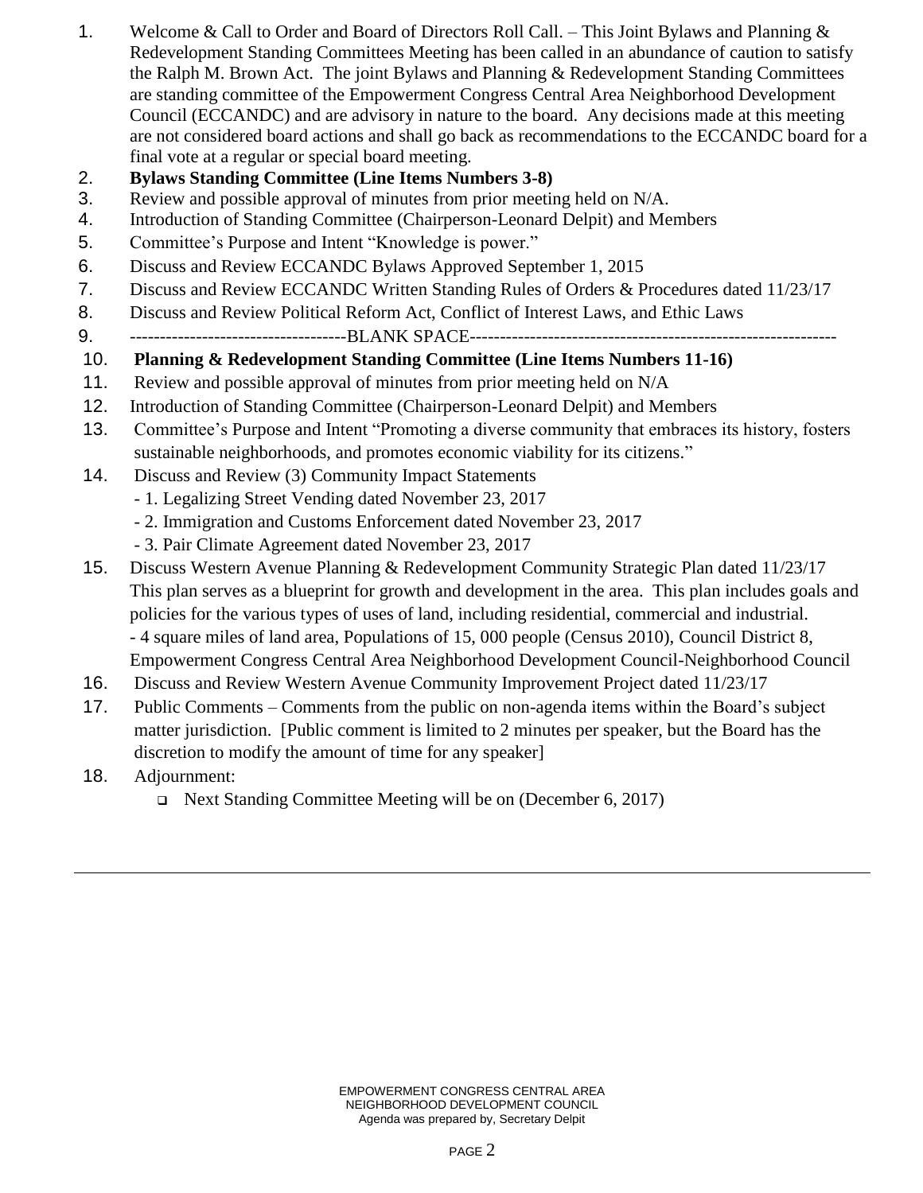1. Welcome & Call to Order and Board of Directors Roll Call. – This Joint Bylaws and Planning & Redevelopment Standing Committees Meeting has been called in an abundance of caution to satisfy the Ralph M. Brown Act. The joint Bylaws and Planning & Redevelopment Standing Committees are standing committee of the Empowerment Congress Central Area Neighborhood Development Council (ECCANDC) and are advisory in nature to the board. Any decisions made at this meeting are not considered board actions and shall go back as recommendations to the ECCANDC board for a final vote at a regular or special board meeting.
2. **Bylaws Standing Committee (Line Items Numbers 3-8)**
3. Review and possible approval of minutes from prior meeting held on N/A.
4. Introduction of Standing Committee (Chairperson-Leonard Delpit) and Members
5. Committee's Purpose and Intent "Knowledge is power."
6. Discuss and Review ECCANDC Bylaws Approved September 1, 2015
7. Discuss and Review ECCANDC Written Standing Rules of Orders & Procedures dated 11/23/17
8. Discuss and Review Political Reform Act, Conflict of Interest Laws, and Ethic Laws
9. -----------------------------------BLANK SPACE------------------------------------------------------------
10. **Planning & Redevelopment Standing Committee (Line Items Numbers 11-16)**
11. Review and possible approval of minutes from prior meeting held on N/A
12. Introduction of Standing Committee (Chairperson-Leonard Delpit) and Members
13. Committee's Purpose and Intent "Promoting a diverse community that embraces its history, fosters sustainable neighborhoods, and promotes economic viability for its citizens."
14. Discuss and Review (3) Community Impact Statements
    - 1. Legalizing Street Vending dated November 23, 2017
    - 2. Immigration and Customs Enforcement dated November 23, 2017
    - 3. Pair Climate Agreement dated November 23, 2017
15. Discuss Western Avenue Planning & Redevelopment Community Strategic Plan dated 11/23/17 This plan serves as a blueprint for growth and development in the area. This plan includes goals and policies for the various types of uses of land, including residential, commercial and industrial.
    - 4 square miles of land area, Populations of 15, 000 people (Census 2010), Council District 8, Empowerment Congress Central Area Neighborhood Development Council-Neighborhood Council
16. Discuss and Review Western Avenue Community Improvement Project dated 11/23/17
17. Public Comments – Comments from the public on non-agenda items within the Board's subject matter jurisdiction. [Public comment is limited to 2 minutes per speaker, but the Board has the discretion to modify the amount of time for any speaker]
18. Adjournment:
    - Next Standing Committee Meeting will be on (December 6, 2017)

---

EMPOWERMENT CONGRESS CENTRAL AREA
NEIGHBORHOOD DEVELOPMENT COUNCIL
Agenda was prepared by, Secretary Delpit